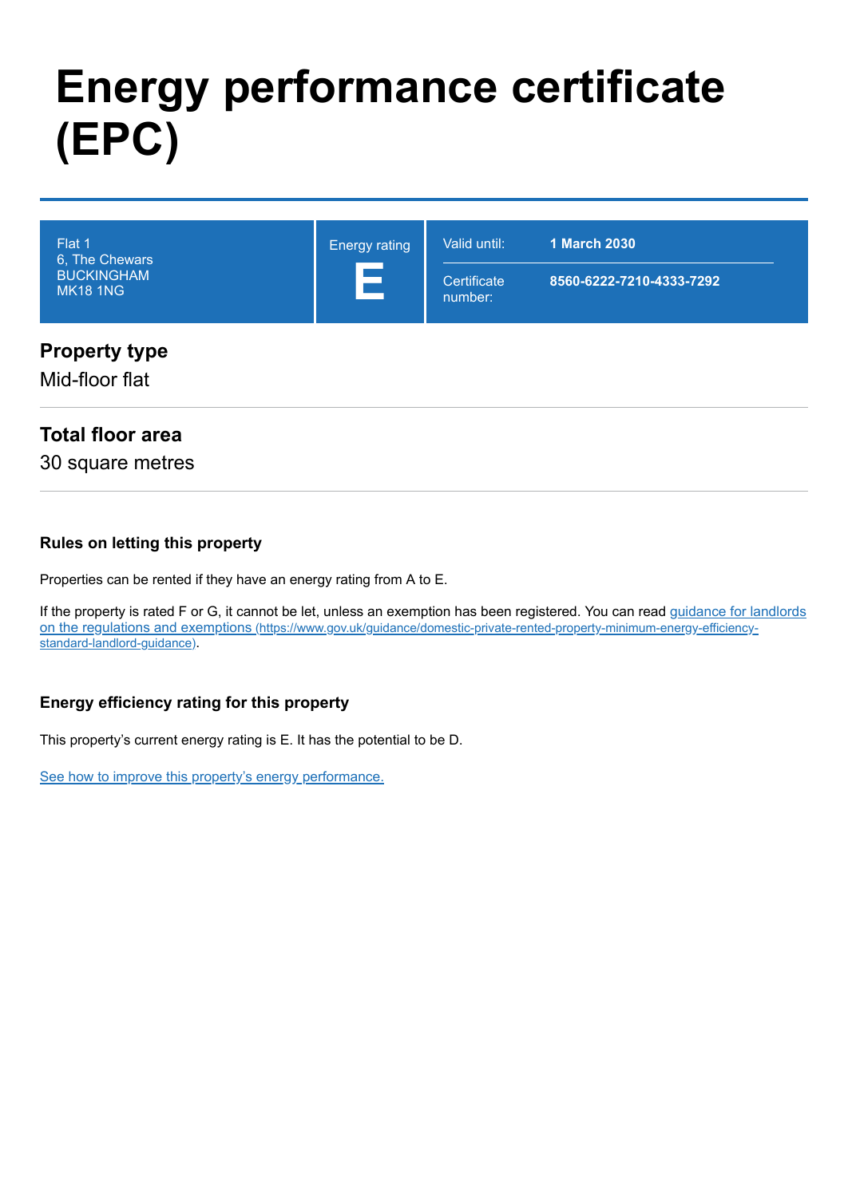# Energy performance certificate (EPC)

| Flat 1<br>6, The Chewars<br>BUCKINGHAM<br>MK18 1NG | Energy rating<br>**E** | Valid until: **1 March 2030**<br>Certificate number: **8560-6222-7210-4333-7292** |
|---|---|---|

## Property type

Mid-floor flat

## Total floor area

30 square metres

### Rules on letting this property

Properties can be rented if they have an energy rating from A to E.

If the property is rated F or G, it cannot be let, unless an exemption has been registered. You can read [guidance for landlords on the regulations and exemptions (https://www.gov.uk/guidance/domestic-private-rented-property-minimum-energy-efficiency-standard-landlord-guidance)](https://www.gov.uk/guidance/domestic-private-rented-property-minimum-energy-efficiency-standard-landlord-guidance).

### Energy efficiency rating for this property

This property's current energy rating is E. It has the potential to be D.

[See how to improve this property's energy performance.]()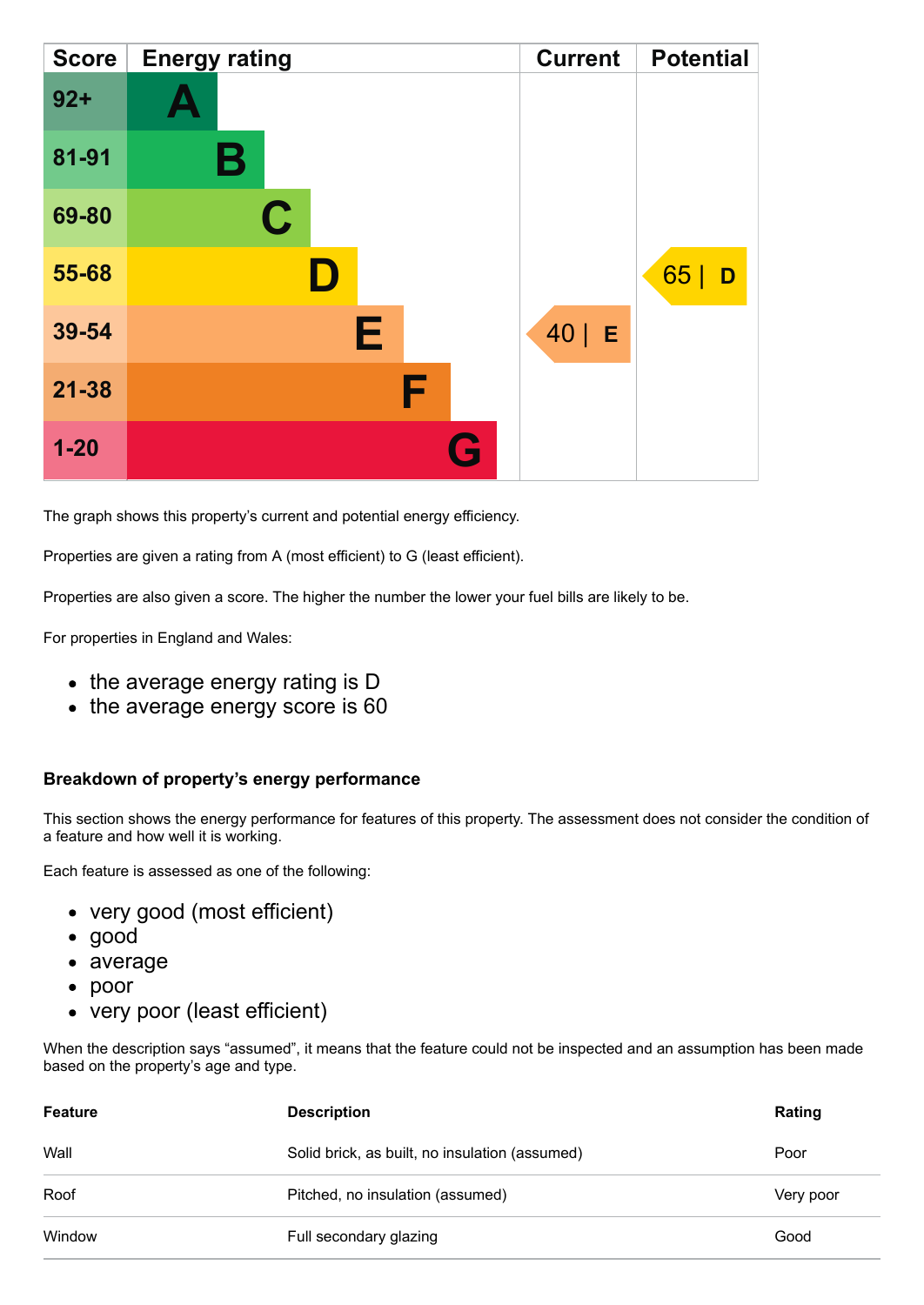| Score | Energy rating | Current | Potential |
|---|---|---|---|
| 92+ | A | | |
| 81-91 | B | | |
| 69-80 | C | | |
| 55-68 | D | | 65 \| D |
| 39-54 | E | 40 \| E | |
| 21-38 | F | | |
| 1-20 | G | | |

The graph shows this property's current and potential energy efficiency.

Properties are given a rating from A (most efficient) to G (least efficient).

Properties are also given a score. The higher the number the lower your fuel bills are likely to be.

For properties in England and Wales:

- the average energy rating is D
- the average energy score is 60

### Breakdown of property's energy performance

This section shows the energy performance for features of this property. The assessment does not consider the condition of a feature and how well it is working.

Each feature is assessed as one of the following:

- very good (most efficient)
- good
- average
- poor
- very poor (least efficient)

When the description says "assumed", it means that the feature could not be inspected and an assumption has been made based on the property's age and type.

| Feature | Description | Rating |
|---|---|---|
| Wall | Solid brick, as built, no insulation (assumed) | Poor |
| Roof | Pitched, no insulation (assumed) | Very poor |
| Window | Full secondary glazing | Good |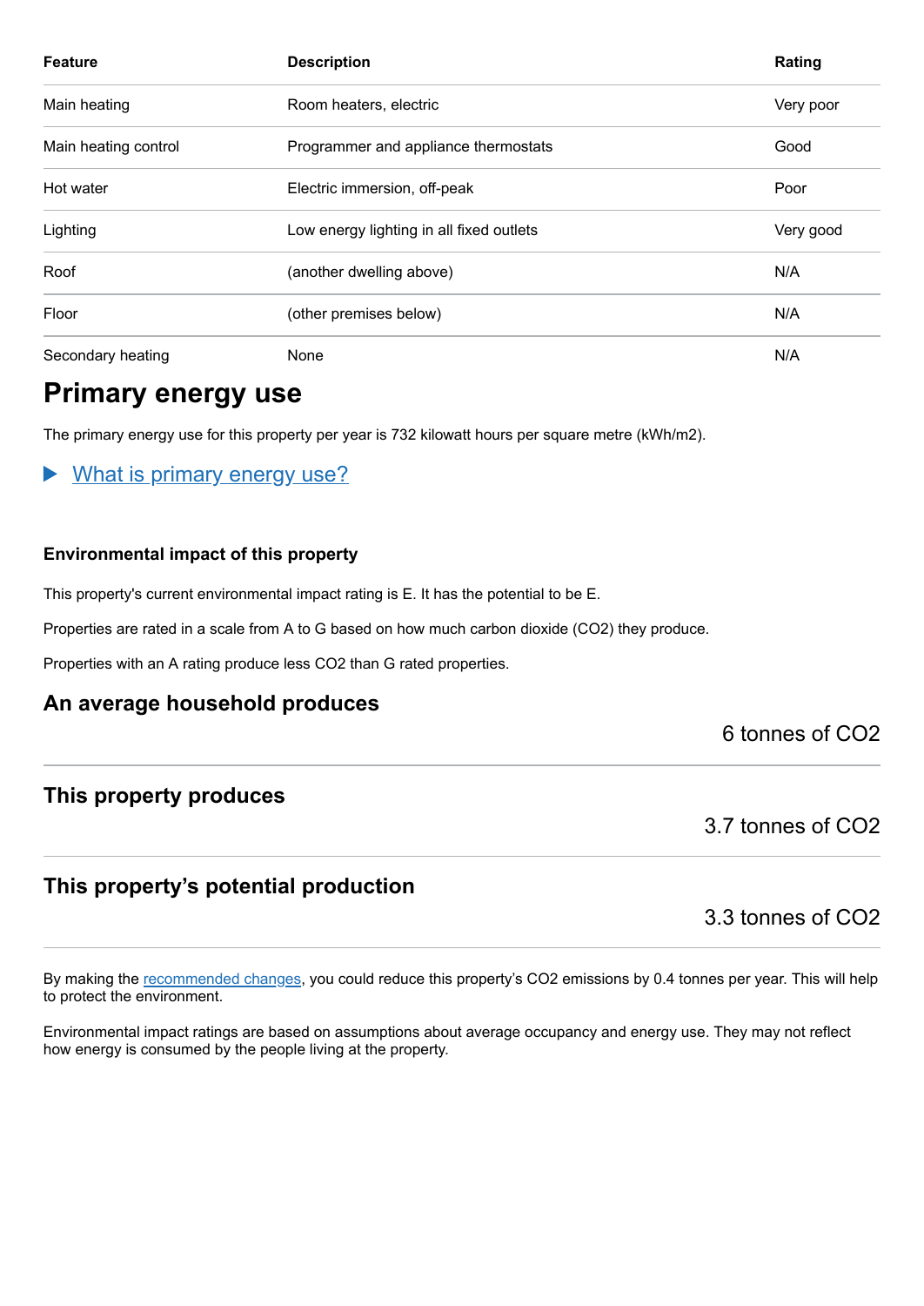| Feature | Description | Rating |
| --- | --- | --- |
| Main heating | Room heaters, electric | Very poor |
| Main heating control | Programmer and appliance thermostats | Good |
| Hot water | Electric immersion, off-peak | Poor |
| Lighting | Low energy lighting in all fixed outlets | Very good |
| Roof | (another dwelling above) | N/A |
| Floor | (other premises below) | N/A |
| Secondary heating | None | N/A |

## Primary energy use

The primary energy use for this property per year is 732 kilowatt hours per square metre (kWh/m2).

▶ What is primary energy use?

### Environmental impact of this property

This property's current environmental impact rating is E. It has the potential to be E.

Properties are rated in a scale from A to G based on how much carbon dioxide ($CO_2$) they produce.

Properties with an A rating produce less $CO_2$ than G rated properties.

### An average household produces

6 tonnes of $CO_2$

### This property produces

3.7 tonnes of $CO_2$

### This property's potential production

3.3 tonnes of $CO_2$

By making the recommended changes, you could reduce this property's $CO_2$ emissions by 0.4 tonnes per year. This will help to protect the environment.

Environmental impact ratings are based on assumptions about average occupancy and energy use. They may not reflect how energy is consumed by the people living at the property.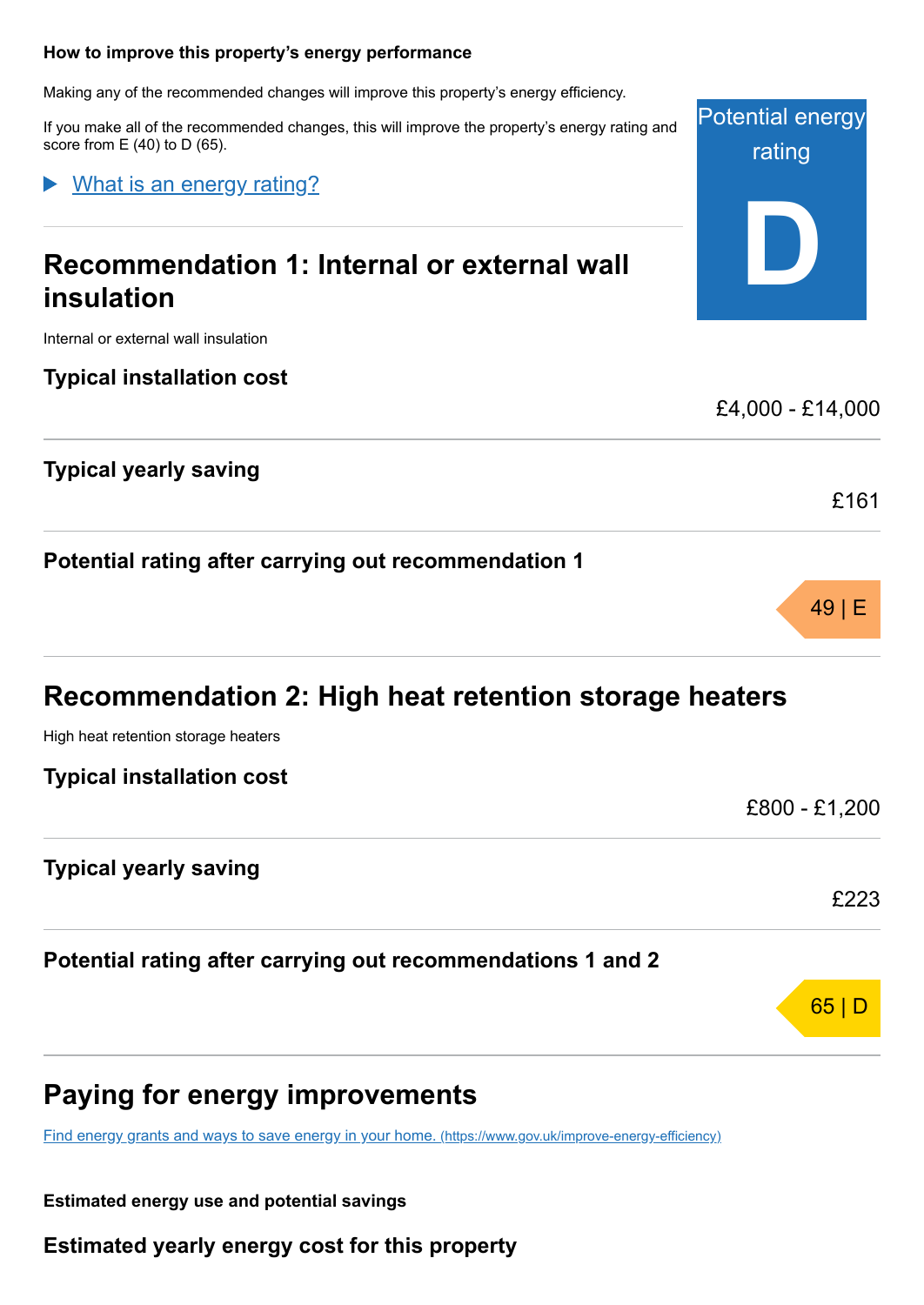**How to improve this property's energy performance**

Making any of the recommended changes will improve this property's energy efficiency.

If you make all of the recommended changes, this will improve the property's energy rating and score from E (40) to D (65).

Potential energy rating

**D**

▶ What is an energy rating?

## Recommendation 1: Internal or external wall insulation

Internal or external wall insulation

**Typical installation cost**

£4,000 - £14,000

**Typical yearly saving**

£161

**Potential rating after carrying out recommendation 1**

49 | E

## Recommendation 2: High heat retention storage heaters

High heat retention storage heaters

**Typical installation cost**

£800 - £1,200

**Typical yearly saving**

£223

**Potential rating after carrying out recommendations 1 and 2**

65 | D

## Paying for energy improvements

[Find energy grants and ways to save energy in your home. (https://www.gov.uk/improve-energy-efficiency)](https://www.gov.uk/improve-energy-efficiency)

**Estimated energy use and potential savings**

**Estimated yearly energy cost for this property**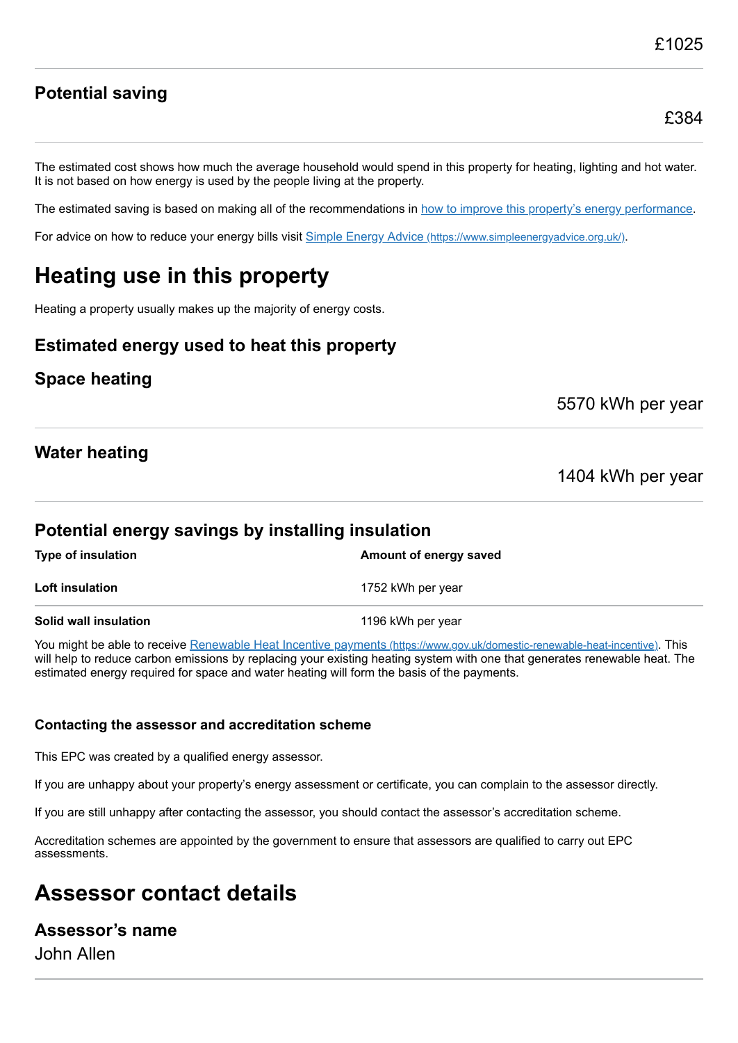£1025

### Potential saving

£384

The estimated cost shows how much the average household would spend in this property for heating, lighting and hot water. It is not based on how energy is used by the people living at the property.

The estimated saving is based on making all of the recommendations in how to improve this property's energy performance.

For advice on how to reduce your energy bills visit Simple Energy Advice (https://www.simpleenergyadvice.org.uk/).

# Heating use in this property

Heating a property usually makes up the majority of energy costs.

### Estimated energy used to heat this property

### Space heating

5570 kWh per year

### Water heating

1404 kWh per year

### Potential energy savings by installing insulation

| Type of insulation | Amount of energy saved |
|---|---|
| **Loft insulation** | 1752 kWh per year |
| **Solid wall insulation** | 1196 kWh per year |

You might be able to receive Renewable Heat Incentive payments (https://www.gov.uk/domestic-renewable-heat-incentive). This will help to reduce carbon emissions by replacing your existing heating system with one that generates renewable heat. The estimated energy required for space and water heating will form the basis of the payments.

#### Contacting the assessor and accreditation scheme

This EPC was created by a qualified energy assessor.

If you are unhappy about your property's energy assessment or certificate, you can complain to the assessor directly.

If you are still unhappy after contacting the assessor, you should contact the assessor's accreditation scheme.

Accreditation schemes are appointed by the government to ensure that assessors are qualified to carry out EPC assessments.

# Assessor contact details

### Assessor's name

John Allen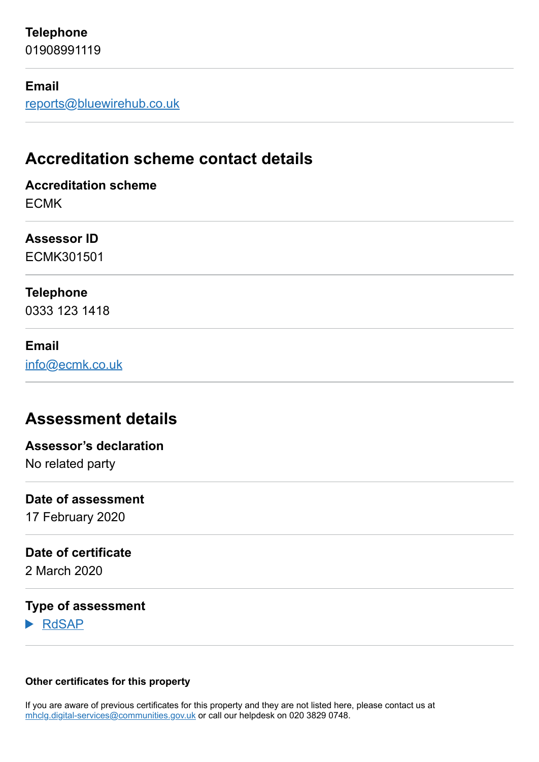**Telephone**
01908991119

**Email**
reports@bluewirehub.co.uk

## Accreditation scheme contact details

**Accreditation scheme**
ECMK

**Assessor ID**
ECMK301501

**Telephone**
0333 123 1418

**Email**
info@ecmk.co.uk

## Assessment details

**Assessor's declaration**
No related party

**Date of assessment**
17 February 2020

**Date of certificate**
2 March 2020

**Type of assessment**
▶ RdSAP

**Other certificates for this property**

If you are aware of previous certificates for this property and they are not listed here, please contact us at mhclg.digital-services@communities.gov.uk or call our helpdesk on 020 3829 0748.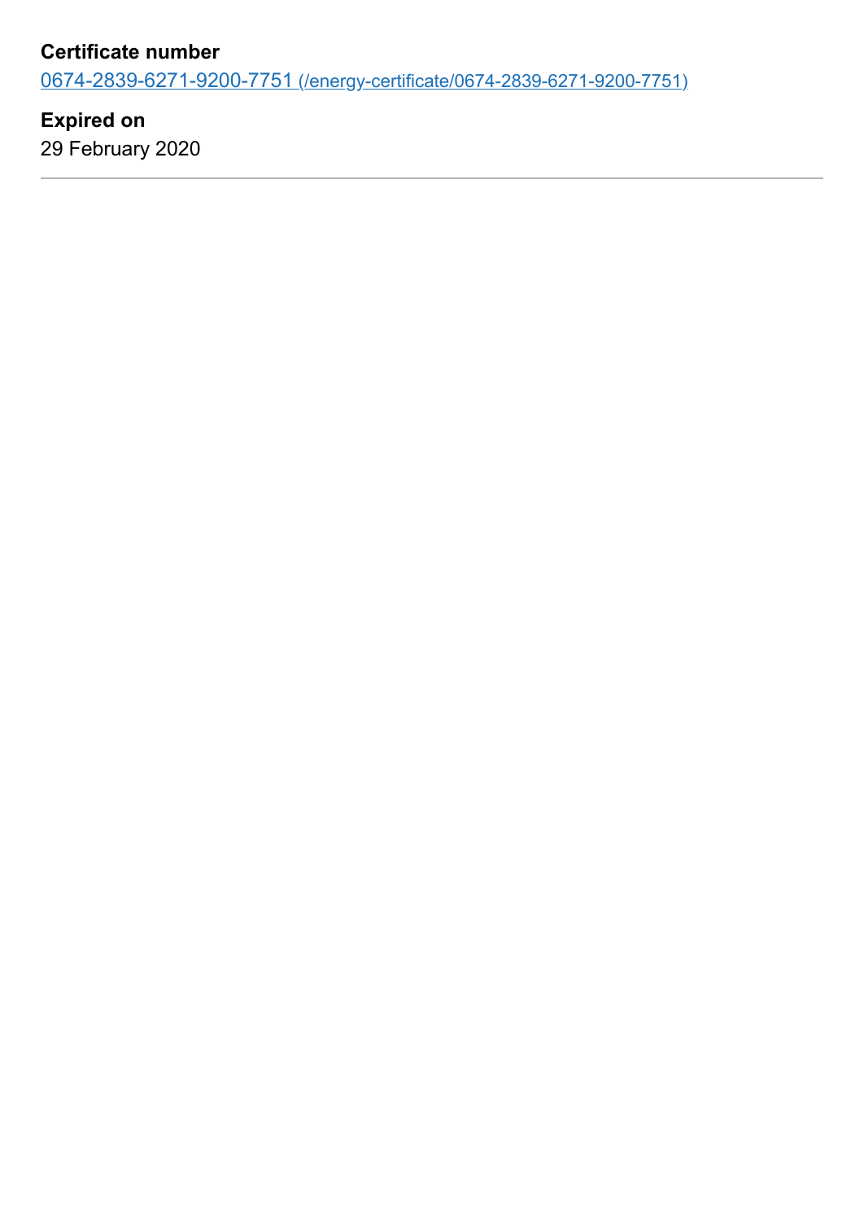**Certificate number**

0674-2839-6271-9200-7751 (/energy-certificate/0674-2839-6271-9200-7751)

**Expired on**

29 February 2020

---